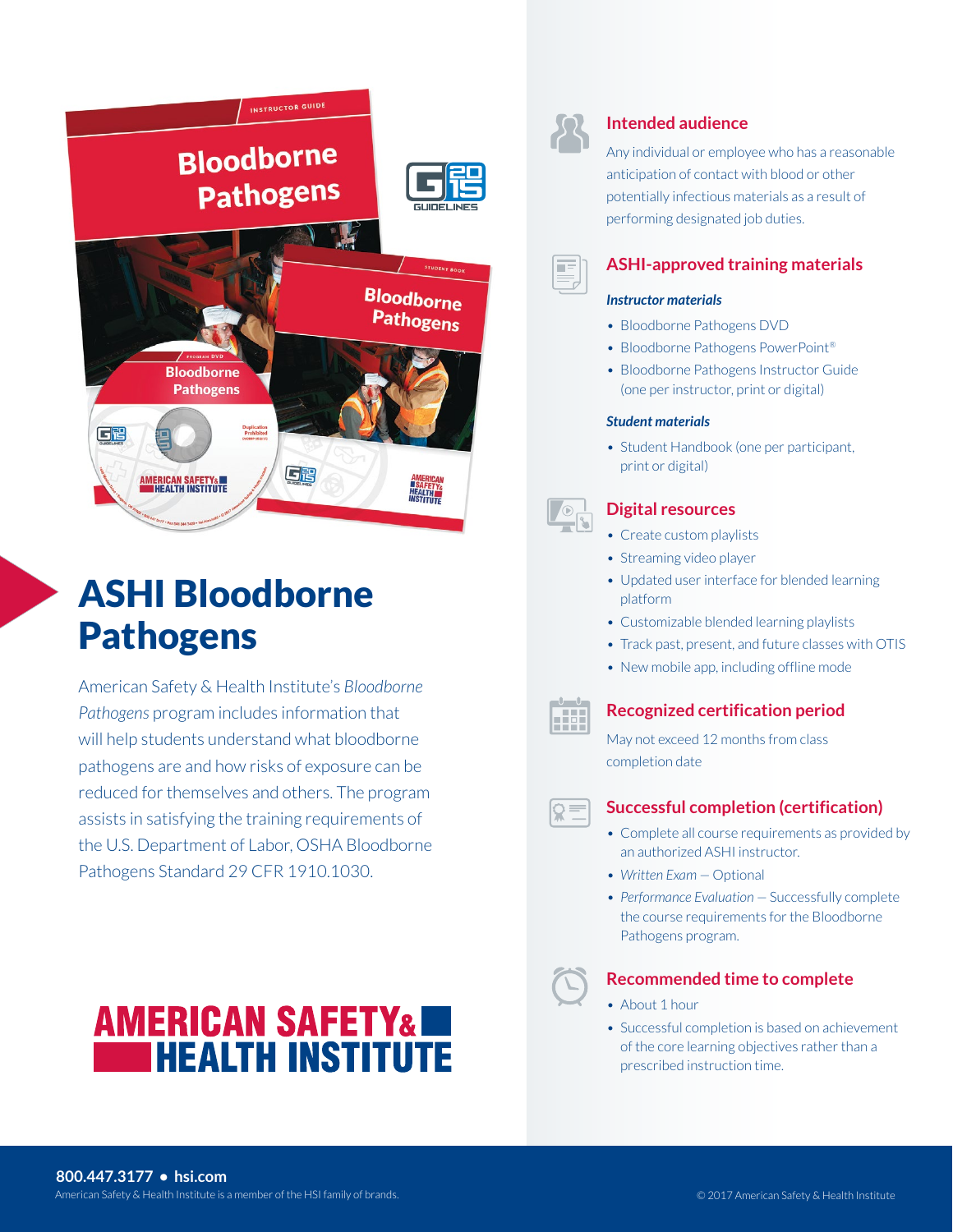# ASHI Bloodborne Pathogens

American Safety & Health Institute's *Bloodborne Pathogens* program includes information that will help students understand what bloodborne pathogens are and how risks of exposure can be reduced for themselves and others. The program assists in satisfying the training requirements of the U.S. Department of Labor, OSHA Bloodborne Pathogens Standard 29 CFR 1910.1030.

AMERICAN SAFETY & HEALTH INSTITUTE

## Intended audience

Any individual or employee who has a reasonable anticipation of contact with blood or other potentially infectious materials as a result of performing designated job duties.

## ASHI-approved training materials

***Instructor materials***

- Bloodborne Pathogens DVD
- Bloodborne Pathogens PowerPoint®
- Bloodborne Pathogens Instructor Guide (one per instructor, print or digital)

***Student materials***

- Student Handbook (one per participant, print or digital)

## Digital resources

- Create custom playlists
- Streaming video player
- Updated user interface for blended learning platform
- Customizable blended learning playlists
- Track past, present, and future classes with OTIS
- New mobile app, including offline mode

## Recognized certification period

May not exceed 12 months from class completion date

## Successful completion (certification)

- Complete all course requirements as provided by an authorized ASHI instructor.
- *Written Exam* – Optional
- *Performance Evaluation* – Successfully complete the course requirements for the Bloodborne Pathogens program.

## Recommended time to complete

- About 1 hour
- Successful completion is based on achievement of the core learning objectives rather than a prescribed instruction time.

**800.447.3177 • hsi.com**

American Safety & Health Institute is a member of the HSI family of brands.

© 2017 American Safety & Health Institute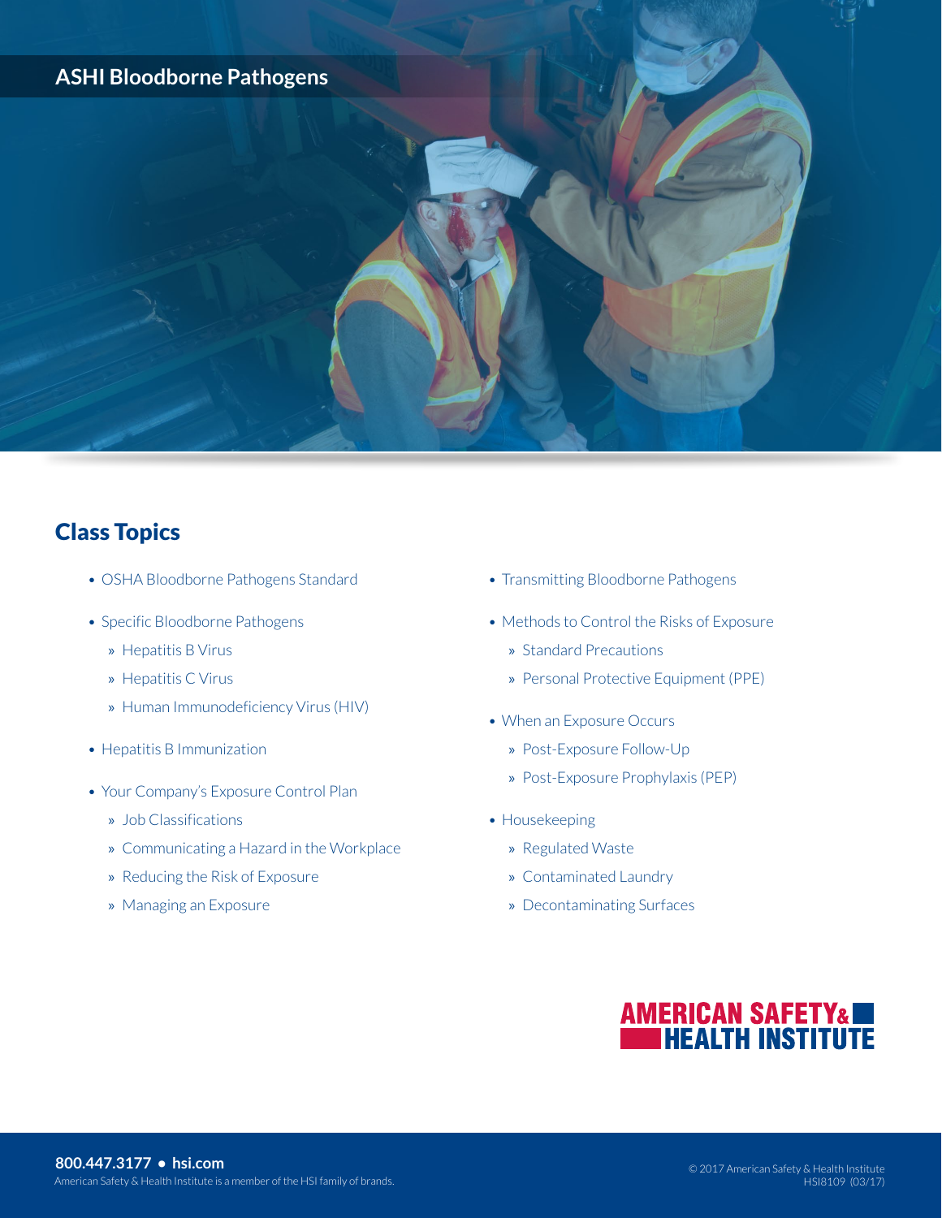# ASHI Bloodborne Pathogens

## Class Topics

- OSHA Bloodborne Pathogens Standard
- Specific Bloodborne Pathogens
  - » Hepatitis B Virus
  - » Hepatitis C Virus
  - » Human Immunodeficiency Virus (HIV)
- Hepatitis B Immunization
- Your Company's Exposure Control Plan
  - » Job Classifications
  - » Communicating a Hazard in the Workplace
  - » Reducing the Risk of Exposure
  - » Managing an Exposure
- Transmitting Bloodborne Pathogens
- Methods to Control the Risks of Exposure
  - » Standard Precautions
  - » Personal Protective Equipment (PPE)
- When an Exposure Occurs
  - » Post-Exposure Follow-Up
  - » Post-Exposure Prophylaxis (PEP)
- Housekeeping
  - » Regulated Waste
  - » Contaminated Laundry
  - » Decontaminating Surfaces

AMERICAN SAFETY & HEALTH INSTITUTE

**800.447.3177 • hsi.com**
American Safety & Health Institute is a member of the HSI family of brands.

© 2017 American Safety & Health Institute
HSI8109 (03/17)